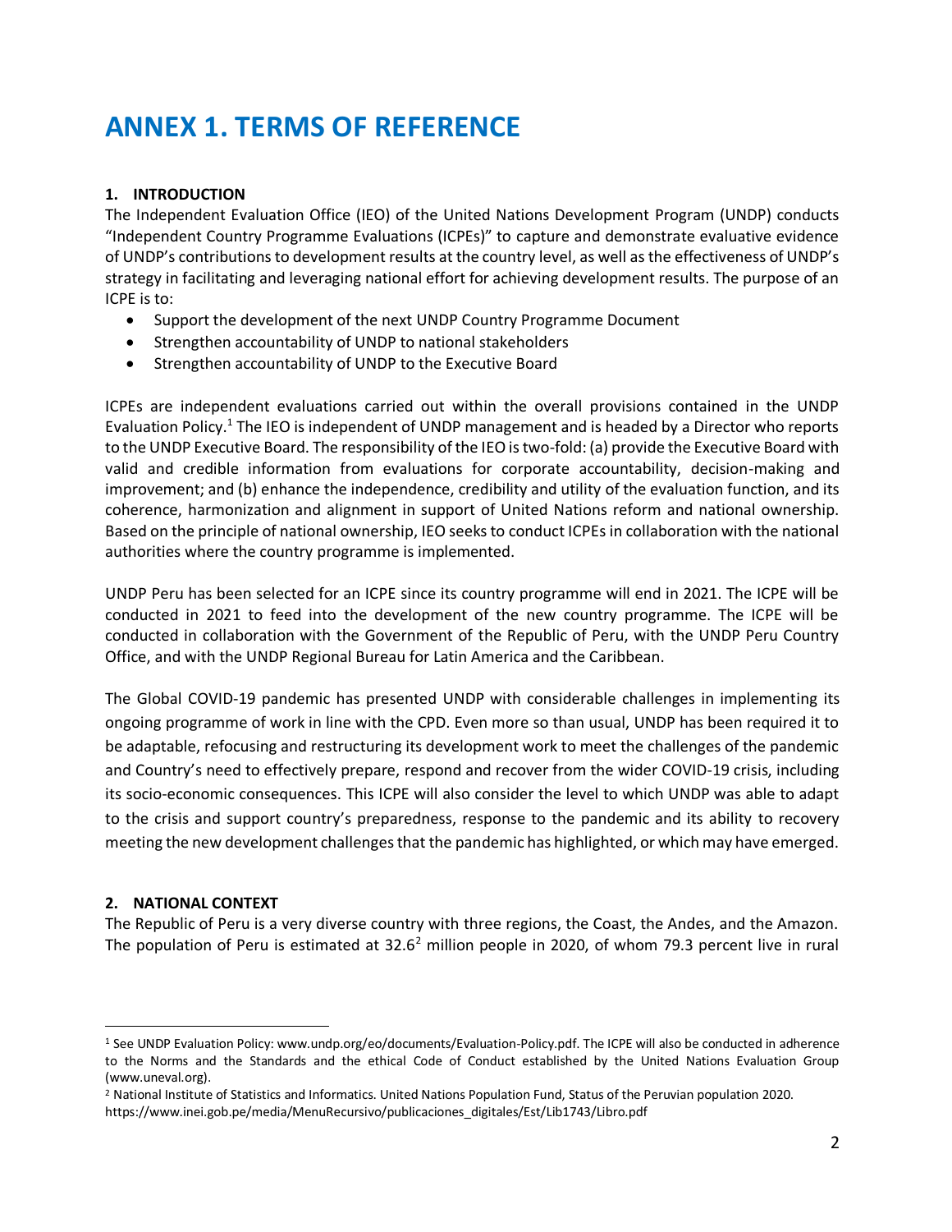# ANNEX 1. TERMS OF REFERENCE

## 1. INTRODUCTION

The Independent Evaluation Office (IEO) of the United Nations Development Program (UNDP) conducts "Independent Country Programme Evaluations (ICPEs)" to capture and demonstrate evaluative evidence of UNDP's contributions to development results at the country level, as well as the effectiveness of UNDP's strategy in facilitating and leveraging national effort for achieving development results. The purpose of an ICPE is to:

- Support the development of the next UNDP Country Programme Document
- Strengthen accountability of UNDP to national stakeholders
- Strengthen accountability of UNDP to the Executive Board

ICPEs are independent evaluations carried out within the overall provisions contained in the UNDP Evaluation Policy.[1] The IEO is independent of UNDP management and is headed by a Director who reports to the UNDP Executive Board. The responsibility of the IEO is two-fold: (a) provide the Executive Board with valid and credible information from evaluations for corporate accountability, decision-making and improvement; and (b) enhance the independence, credibility and utility of the evaluation function, and its coherence, harmonization and alignment in support of United Nations reform and national ownership. Based on the principle of national ownership, IEO seeks to conduct ICPEs in collaboration with the national authorities where the country programme is implemented.

UNDP Peru has been selected for an ICPE since its country programme will end in 2021. The ICPE will be conducted in 2021 to feed into the development of the new country programme. The ICPE will be conducted in collaboration with the Government of the Republic of Peru, with the UNDP Peru Country Office, and with the UNDP Regional Bureau for Latin America and the Caribbean.

The Global COVID-19 pandemic has presented UNDP with considerable challenges in implementing its ongoing programme of work in line with the CPD. Even more so than usual, UNDP has been required it to be adaptable, refocusing and restructuring its development work to meet the challenges of the pandemic and Country's need to effectively prepare, respond and recover from the wider COVID-19 crisis, including its socio-economic consequences. This ICPE will also consider the level to which UNDP was able to adapt to the crisis and support country's preparedness, response to the pandemic and its ability to recovery meeting the new development challenges that the pandemic has highlighted, or which may have emerged.

## 2. NATIONAL CONTEXT

The Republic of Peru is a very diverse country with three regions, the Coast, the Andes, and the Amazon. The population of Peru is estimated at 32.6[2] million people in 2020, of whom 79.3 percent live in rural

---

[1] See UNDP Evaluation Policy: www.undp.org/eo/documents/Evaluation-Policy.pdf. The ICPE will also be conducted in adherence to the Norms and the Standards and the ethical Code of Conduct established by the United Nations Evaluation Group (www.uneval.org).

[2] National Institute of Statistics and Informatics. United Nations Population Fund, Status of the Peruvian population 2020. https://www.inei.gob.pe/media/MenuRecursivo/publicaciones_digitales/Est/Lib1743/Libro.pdf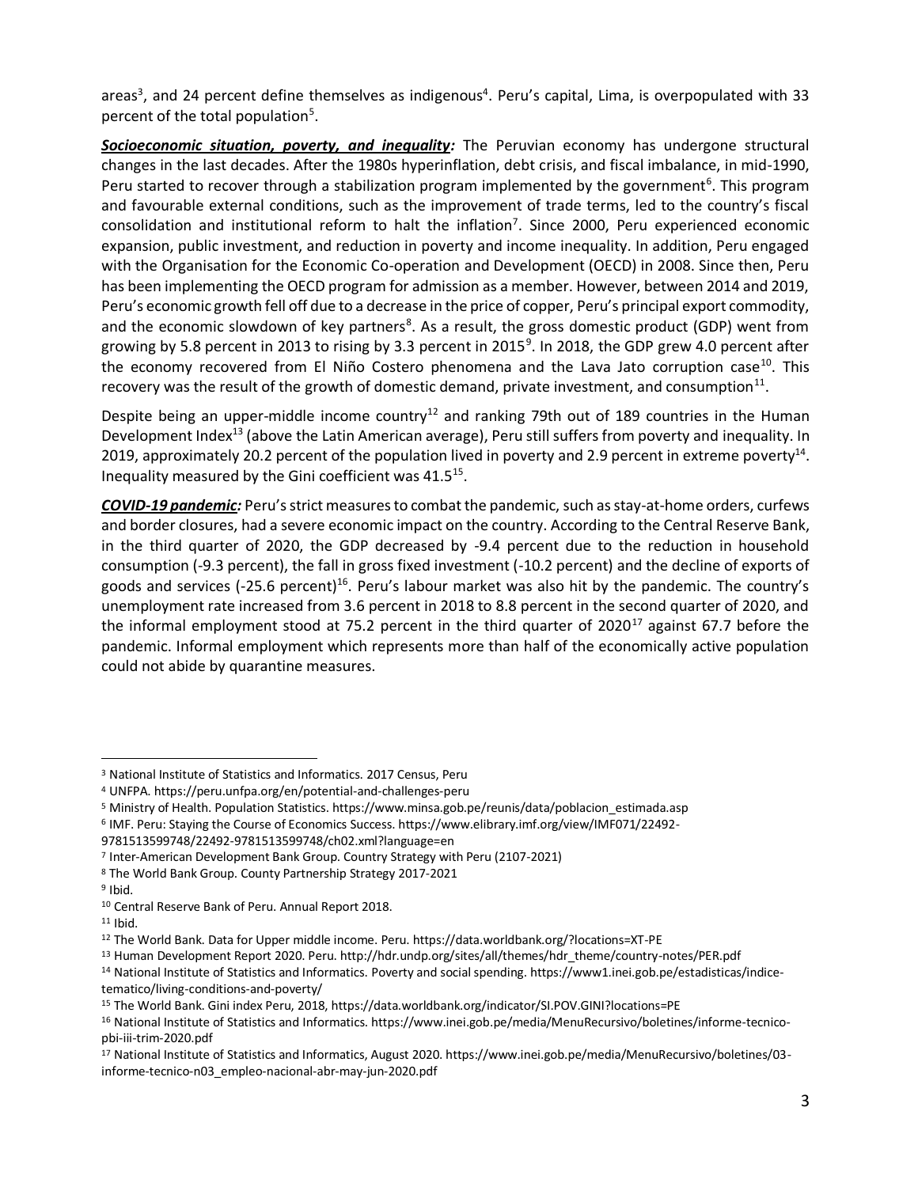areas[3], and 24 percent define themselves as indigenous[4]. Peru's capital, Lima, is overpopulated with 33 percent of the total population[5].

***Socioeconomic situation, poverty, and inequality:*** The Peruvian economy has undergone structural changes in the last decades. After the 1980s hyperinflation, debt crisis, and fiscal imbalance, in mid-1990, Peru started to recover through a stabilization program implemented by the government[6]. This program and favourable external conditions, such as the improvement of trade terms, led to the country's fiscal consolidation and institutional reform to halt the inflation[7]. Since 2000, Peru experienced economic expansion, public investment, and reduction in poverty and income inequality. In addition, Peru engaged with the Organisation for the Economic Co-operation and Development (OECD) in 2008. Since then, Peru has been implementing the OECD program for admission as a member. However, between 2014 and 2019, Peru's economic growth fell off due to a decrease in the price of copper, Peru's principal export commodity, and the economic slowdown of key partners[8]. As a result, the gross domestic product (GDP) went from growing by 5.8 percent in 2013 to rising by 3.3 percent in 2015[9]. In 2018, the GDP grew 4.0 percent after the economy recovered from El Niño Costero phenomena and the Lava Jato corruption case[10]. This recovery was the result of the growth of domestic demand, private investment, and consumption[11].

Despite being an upper-middle income country[12] and ranking 79th out of 189 countries in the Human Development Index[13] (above the Latin American average), Peru still suffers from poverty and inequality. In 2019, approximately 20.2 percent of the population lived in poverty and 2.9 percent in extreme poverty[14]. Inequality measured by the Gini coefficient was 41.5[15].

***COVID-19 pandemic:*** Peru's strict measures to combat the pandemic, such as stay-at-home orders, curfews and border closures, had a severe economic impact on the country. According to the Central Reserve Bank, in the third quarter of 2020, the GDP decreased by -9.4 percent due to the reduction in household consumption (-9.3 percent), the fall in gross fixed investment (-10.2 percent) and the decline of exports of goods and services (-25.6 percent)[16]. Peru's labour market was also hit by the pandemic. The country's unemployment rate increased from 3.6 percent in 2018 to 8.8 percent in the second quarter of 2020, and the informal employment stood at 75.2 percent in the third quarter of 2020[17] against 67.7 before the pandemic. Informal employment which represents more than half of the economically active population could not abide by quarantine measures.

---

[3] National Institute of Statistics and Informatics. 2017 Census, Peru

[4] UNFPA. https://peru.unfpa.org/en/potential-and-challenges-peru

[5] Ministry of Health. Population Statistics. https://www.minsa.gob.pe/reunis/data/poblacion_estimada.asp

[6] IMF. Peru: Staying the Course of Economics Success. https://www.elibrary.imf.org/view/IMF071/22492-9781513599748/22492-9781513599748/ch02.xml?language=en

[7] Inter-American Development Bank Group. Country Strategy with Peru (2107-2021)

[8] The World Bank Group. County Partnership Strategy 2017-2021

[9] Ibid.

[10] Central Reserve Bank of Peru. Annual Report 2018.

[11] Ibid.

[12] The World Bank. Data for Upper middle income. Peru. https://data.worldbank.org/?locations=XT-PE

[13] Human Development Report 2020. Peru. http://hdr.undp.org/sites/all/themes/hdr_theme/country-notes/PER.pdf

[14] National Institute of Statistics and Informatics. Poverty and social spending. https://www1.inei.gob.pe/estadisticas/indice-tematico/living-conditions-and-poverty/

[15] The World Bank. Gini index Peru, 2018, https://data.worldbank.org/indicator/SI.POV.GINI?locations=PE

[16] National Institute of Statistics and Informatics. https://www.inei.gob.pe/media/MenuRecursivo/boletines/informe-tecnico-pbi-iii-trim-2020.pdf

[17] National Institute of Statistics and Informatics, August 2020. https://www.inei.gob.pe/media/MenuRecursivo/boletines/03-informe-tecnico-n03_empleo-nacional-abr-may-jun-2020.pdf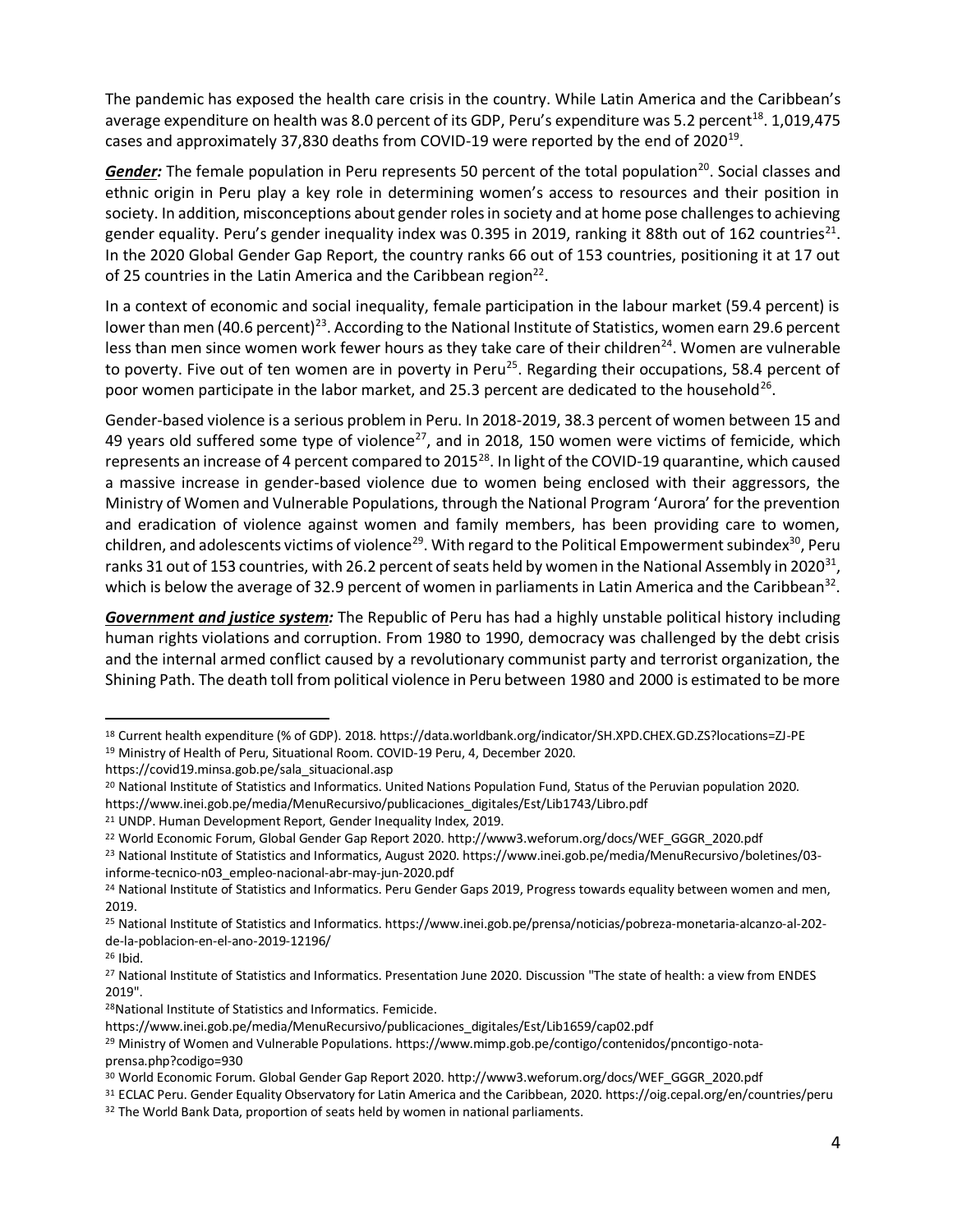The pandemic has exposed the health care crisis in the country. While Latin America and the Caribbean's average expenditure on health was 8.0 percent of its GDP, Peru's expenditure was 5.2 percent[18]. 1,019,475 cases and approximately 37,830 deaths from COVID-19 were reported by the end of 2020[19].

***Gender:*** The female population in Peru represents 50 percent of the total population[20]. Social classes and ethnic origin in Peru play a key role in determining women's access to resources and their position in society. In addition, misconceptions about gender roles in society and at home pose challenges to achieving gender equality. Peru's gender inequality index was 0.395 in 2019, ranking it 88th out of 162 countries[21]. In the 2020 Global Gender Gap Report, the country ranks 66 out of 153 countries, positioning it at 17 out of 25 countries in the Latin America and the Caribbean region[22].

In a context of economic and social inequality, female participation in the labour market (59.4 percent) is lower than men (40.6 percent)[23]. According to the National Institute of Statistics, women earn 29.6 percent less than men since women work fewer hours as they take care of their children[24]. Women are vulnerable to poverty. Five out of ten women are in poverty in Peru[25]. Regarding their occupations, 58.4 percent of poor women participate in the labor market, and 25.3 percent are dedicated to the household[26].

Gender-based violence is a serious problem in Peru. In 2018-2019, 38.3 percent of women between 15 and 49 years old suffered some type of violence[27], and in 2018, 150 women were victims of femicide, which represents an increase of 4 percent compared to 2015[28]. In light of the COVID-19 quarantine, which caused a massive increase in gender-based violence due to women being enclosed with their aggressors, the Ministry of Women and Vulnerable Populations, through the National Program 'Aurora' for the prevention and eradication of violence against women and family members, has been providing care to women, children, and adolescents victims of violence[29]. With regard to the Political Empowerment subindex[30], Peru ranks 31 out of 153 countries, with 26.2 percent of seats held by women in the National Assembly in 2020[31], which is below the average of 32.9 percent of women in parliaments in Latin America and the Caribbean[32].

***Government and justice system:*** The Republic of Peru has had a highly unstable political history including human rights violations and corruption. From 1980 to 1990, democracy was challenged by the debt crisis and the internal armed conflict caused by a revolutionary communist party and terrorist organization, the Shining Path. The death toll from political violence in Peru between 1980 and 2000 is estimated to be more

---

[18] Current health expenditure (% of GDP). 2018. https://data.worldbank.org/indicator/SH.XPD.CHEX.GD.ZS?locations=ZJ-PE

[19] Ministry of Health of Peru, Situational Room. COVID-19 Peru, 4, December 2020. https://covid19.minsa.gob.pe/sala_situacional.asp

[20] National Institute of Statistics and Informatics. United Nations Population Fund, Status of the Peruvian population 2020. https://www.inei.gob.pe/media/MenuRecursivo/publicaciones_digitales/Est/Lib1743/Libro.pdf

[21] UNDP. Human Development Report, Gender Inequality Index, 2019.

[22] World Economic Forum, Global Gender Gap Report 2020. http://www3.weforum.org/docs/WEF_GGGR_2020.pdf

[23] National Institute of Statistics and Informatics, August 2020. https://www.inei.gob.pe/media/MenuRecursivo/boletines/03-informe-tecnico-n03_empleo-nacional-abr-may-jun-2020.pdf

[24] National Institute of Statistics and Informatics. Peru Gender Gaps 2019, Progress towards equality between women and men, 2019.

[25] National Institute of Statistics and Informatics. https://www.inei.gob.pe/prensa/noticias/pobreza-monetaria-alcanzo-al-202-de-la-poblacion-en-el-ano-2019-12196/

[26] Ibid.

[27] National Institute of Statistics and Informatics. Presentation June 2020. Discussion "The state of health: a view from ENDES 2019".

[28] National Institute of Statistics and Informatics. Femicide. https://www.inei.gob.pe/media/MenuRecursivo/publicaciones_digitales/Est/Lib1659/cap02.pdf

[29] Ministry of Women and Vulnerable Populations. https://www.mimp.gob.pe/contigo/contenidos/pncontigo-nota-prensa.php?codigo=930

[30] World Economic Forum. Global Gender Gap Report 2020. http://www3.weforum.org/docs/WEF_GGGR_2020.pdf

[31] ECLAC Peru. Gender Equality Observatory for Latin America and the Caribbean, 2020. https://oig.cepal.org/en/countries/peru

[32] The World Bank Data, proportion of seats held by women in national parliaments.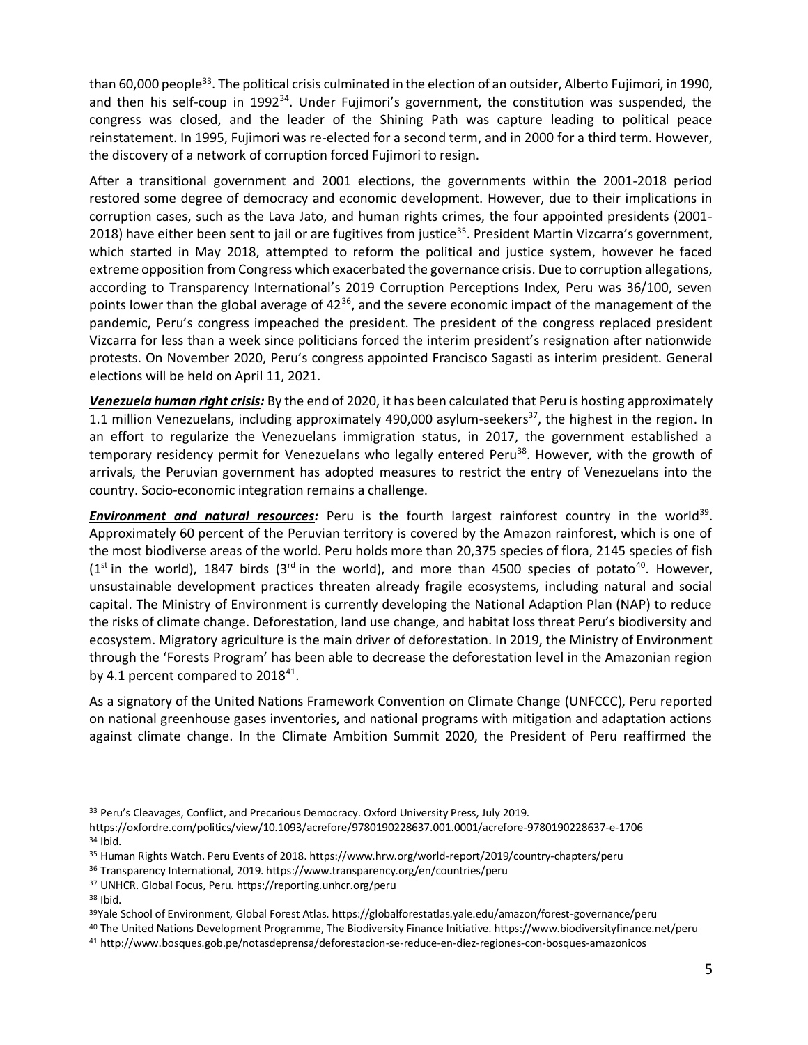than 60,000 people[33]. The political crisis culminated in the election of an outsider, Alberto Fujimori, in 1990, and then his self-coup in 1992[34]. Under Fujimori's government, the constitution was suspended, the congress was closed, and the leader of the Shining Path was capture leading to political peace reinstatement. In 1995, Fujimori was re-elected for a second term, and in 2000 for a third term. However, the discovery of a network of corruption forced Fujimori to resign.

After a transitional government and 2001 elections, the governments within the 2001-2018 period restored some degree of democracy and economic development. However, due to their implications in corruption cases, such as the Lava Jato, and human rights crimes, the four appointed presidents (2001-2018) have either been sent to jail or are fugitives from justice[35]. President Martin Vizcarra's government, which started in May 2018, attempted to reform the political and justice system, however he faced extreme opposition from Congress which exacerbated the governance crisis. Due to corruption allegations, according to Transparency International's 2019 Corruption Perceptions Index, Peru was 36/100, seven points lower than the global average of 42[36], and the severe economic impact of the management of the pandemic, Peru's congress impeached the president. The president of the congress replaced president Vizcarra for less than a week since politicians forced the interim president's resignation after nationwide protests. On November 2020, Peru's congress appointed Francisco Sagasti as interim president. General elections will be held on April 11, 2021.

***Venezuela human right crisis:*** By the end of 2020, it has been calculated that Peru is hosting approximately 1.1 million Venezuelans, including approximately 490,000 asylum-seekers[37], the highest in the region. In an effort to regularize the Venezuelans immigration status, in 2017, the government established a temporary residency permit for Venezuelans who legally entered Peru[38]. However, with the growth of arrivals, the Peruvian government has adopted measures to restrict the entry of Venezuelans into the country. Socio-economic integration remains a challenge.

***Environment and natural resources:*** Peru is the fourth largest rainforest country in the world[39]. Approximately 60 percent of the Peruvian territory is covered by the Amazon rainforest, which is one of the most biodiverse areas of the world. Peru holds more than 20,375 species of flora, 2145 species of fish (1st in the world), 1847 birds (3rd in the world), and more than 4500 species of potato[40]. However, unsustainable development practices threaten already fragile ecosystems, including natural and social capital. The Ministry of Environment is currently developing the National Adaption Plan (NAP) to reduce the risks of climate change. Deforestation, land use change, and habitat loss threat Peru's biodiversity and ecosystem. Migratory agriculture is the main driver of deforestation. In 2019, the Ministry of Environment through the 'Forests Program' has been able to decrease the deforestation level in the Amazonian region by 4.1 percent compared to 2018[41].

As a signatory of the United Nations Framework Convention on Climate Change (UNFCCC), Peru reported on national greenhouse gases inventories, and national programs with mitigation and adaptation actions against climate change. In the Climate Ambition Summit 2020, the President of Peru reaffirmed the

---

[33] Peru's Cleavages, Conflict, and Precarious Democracy. Oxford University Press, July 2019. https://oxfordre.com/politics/view/10.1093/acrefore/9780190228637.001.0001/acrefore-9780190228637-e-1706

[34] Ibid.

[35] Human Rights Watch. Peru Events of 2018. https://www.hrw.org/world-report/2019/country-chapters/peru

[36] Transparency International, 2019. https://www.transparency.org/en/countries/peru

[37] UNHCR. Global Focus, Peru. https://reporting.unhcr.org/peru

[38] Ibid.

[39] Yale School of Environment, Global Forest Atlas. https://globalforestatlas.yale.edu/amazon/forest-governance/peru

[40] The United Nations Development Programme, The Biodiversity Finance Initiative. https://www.biodiversityfinance.net/peru

[41] http://www.bosques.gob.pe/notasdeprensa/deforestacion-se-reduce-en-diez-regiones-con-bosques-amazonicos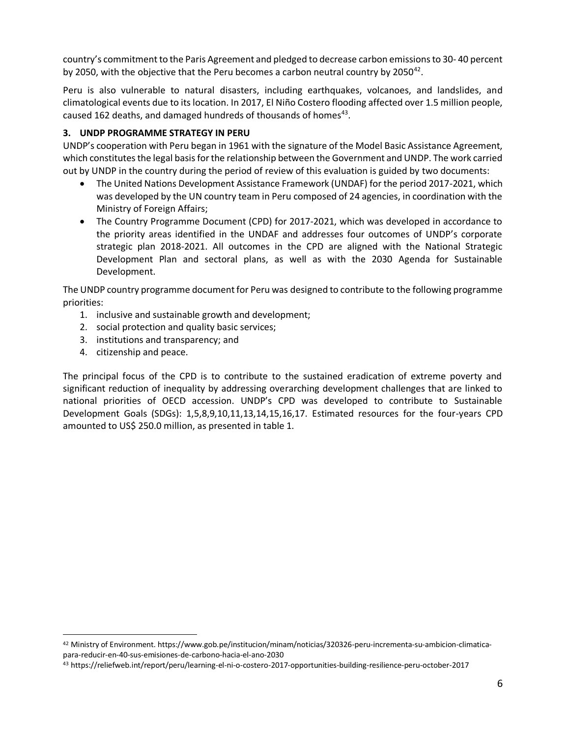country's commitment to the Paris Agreement and pledged to decrease carbon emissions to 30- 40 percent by 2050, with the objective that the Peru becomes a carbon neutral country by 2050[42].

Peru is also vulnerable to natural disasters, including earthquakes, volcanoes, and landslides, and climatological events due to its location. In 2017, El Niño Costero flooding affected over 1.5 million people, caused 162 deaths, and damaged hundreds of thousands of homes[43].

### 3. UNDP PROGRAMME STRATEGY IN PERU

UNDP's cooperation with Peru began in 1961 with the signature of the Model Basic Assistance Agreement, which constitutes the legal basis for the relationship between the Government and UNDP. The work carried out by UNDP in the country during the period of review of this evaluation is guided by two documents:

- The United Nations Development Assistance Framework (UNDAF) for the period 2017-2021, which was developed by the UN country team in Peru composed of 24 agencies, in coordination with the Ministry of Foreign Affairs;
- The Country Programme Document (CPD) for 2017-2021, which was developed in accordance to the priority areas identified in the UNDAF and addresses four outcomes of UNDP's corporate strategic plan 2018-2021. All outcomes in the CPD are aligned with the National Strategic Development Plan and sectoral plans, as well as with the 2030 Agenda for Sustainable Development.

The UNDP country programme document for Peru was designed to contribute to the following programme priorities:

1. inclusive and sustainable growth and development;
2. social protection and quality basic services;
3. institutions and transparency; and
4. citizenship and peace.

The principal focus of the CPD is to contribute to the sustained eradication of extreme poverty and significant reduction of inequality by addressing overarching development challenges that are linked to national priorities of OECD accession. UNDP's CPD was developed to contribute to Sustainable Development Goals (SDGs): 1,5,8,9,10,11,13,14,15,16,17. Estimated resources for the four-years CPD amounted to US$ 250.0 million, as presented in table 1.

---

[42] Ministry of Environment. https://www.gob.pe/institucion/minam/noticias/320326-peru-incrementa-su-ambicion-climatica-para-reducir-en-40-sus-emisiones-de-carbono-hacia-el-ano-2030

[43] https://reliefweb.int/report/peru/learning-el-ni-o-costero-2017-opportunities-building-resilience-peru-october-2017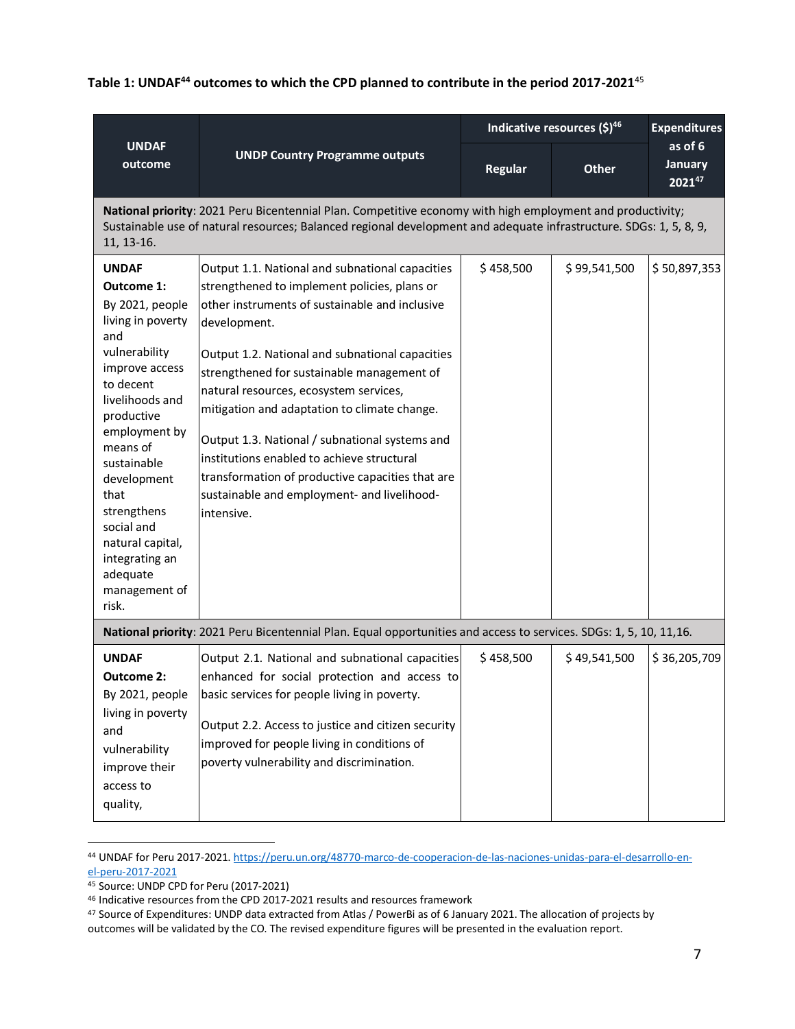**Table 1: UNDAF[44] outcomes to which the CPD planned to contribute in the period 2017-2021[45]**

| UNDAF outcome | UNDP Country Programme outputs | Indicative resources ($)[46] | | Expenditures as of 6 January 2021[47] |
|---|---|---|---|---|
| | | Regular | Other | |
| **National priority**: 2021 Peru Bicentennial Plan. Competitive economy with high employment and productivity; Sustainable use of natural resources; Balanced regional development and adequate infrastructure. SDGs: 1, 5, 8, 9, 11, 13-16. | | | | |
| **UNDAF Outcome 1:** By 2021, people living in poverty and vulnerability improve access to decent livelihoods and productive employment by means of sustainable development that strengthens social and natural capital, integrating an adequate management of risk. | Output 1.1. National and subnational capacities strengthened to implement policies, plans or other instruments of sustainable and inclusive development.<br><br>Output 1.2. National and subnational capacities strengthened for sustainable management of natural resources, ecosystem services, mitigation and adaptation to climate change.<br><br>Output 1.3. National / subnational systems and institutions enabled to achieve structural transformation of productive capacities that are sustainable and employment- and livelihood-intensive. | $ 458,500 | $ 99,541,500 | $ 50,897,353 |
| **National priority**: 2021 Peru Bicentennial Plan. Equal opportunities and access to services. SDGs: 1, 5, 10, 11,16. | | | | |
| **UNDAF Outcome 2:** By 2021, people living in poverty and vulnerability improve their access to quality, | Output 2.1. National and subnational capacities enhanced for social protection and access to basic services for people living in poverty.<br><br>Output 2.2. Access to justice and citizen security improved for people living in conditions of poverty vulnerability and discrimination. | $ 458,500 | $ 49,541,500 | $ 36,205,709 |

[44] UNDAF for Peru 2017-2021. https://peru.un.org/48770-marco-de-cooperacion-de-las-naciones-unidas-para-el-desarrollo-en-el-peru-2017-2021

[45] Source: UNDP CPD for Peru (2017-2021)

[46] Indicative resources from the CPD 2017-2021 results and resources framework

[47] Source of Expenditures: UNDP data extracted from Atlas / PowerBi as of 6 January 2021. The allocation of projects by outcomes will be validated by the CO. The revised expenditure figures will be presented in the evaluation report.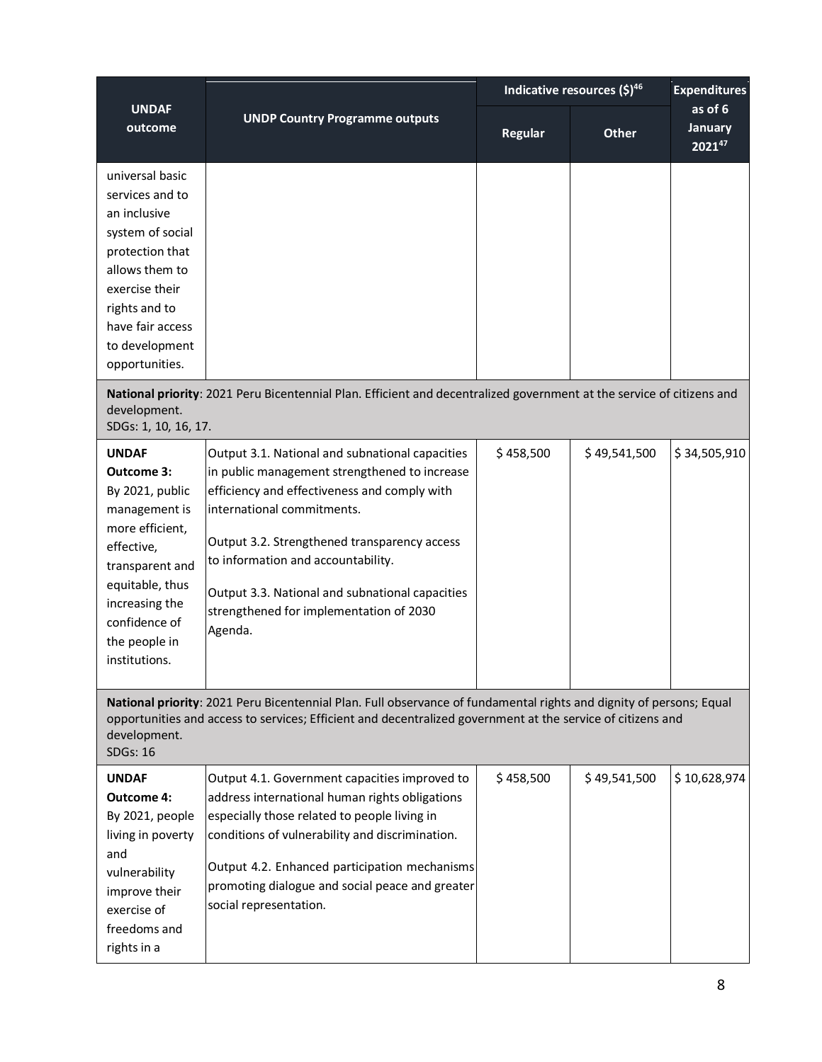| UNDAF outcome | UNDP Country Programme outputs | Indicative resources ($)[46] | | Expenditures as of 6 January 2021[47] |
|---|---|---|---|---|
| | | Regular | Other | |
| universal basic services and to an inclusive system of social protection that allows them to exercise their rights and to have fair access to development opportunities. | | | | |
| **National priority**: 2021 Peru Bicentennial Plan. Efficient and decentralized government at the service of citizens and development. SDGs: 1, 10, 16, 17. | | | | |
| **UNDAF Outcome 3:** By 2021, public management is more efficient, effective, transparent and equitable, thus increasing the confidence of the people in institutions. | Output 3.1. National and subnational capacities in public management strengthened to increase efficiency and effectiveness and comply with international commitments.<br><br>Output 3.2. Strengthened transparency access to information and accountability.<br><br>Output 3.3. National and subnational capacities strengthened for implementation of 2030 Agenda. | $ 458,500 | $ 49,541,500 | $ 34,505,910 |
| **National priority**: 2021 Peru Bicentennial Plan. Full observance of fundamental rights and dignity of persons; Equal opportunities and access to services; Efficient and decentralized government at the service of citizens and development. SDGs: 16 | | | | |
| **UNDAF Outcome 4:** By 2021, people living in poverty and vulnerability improve their exercise of freedoms and rights in a | Output 4.1. Government capacities improved to address international human rights obligations especially those related to people living in conditions of vulnerability and discrimination.<br><br>Output 4.2. Enhanced participation mechanisms promoting dialogue and social peace and greater social representation. | $ 458,500 | $ 49,541,500 | $ 10,628,974 |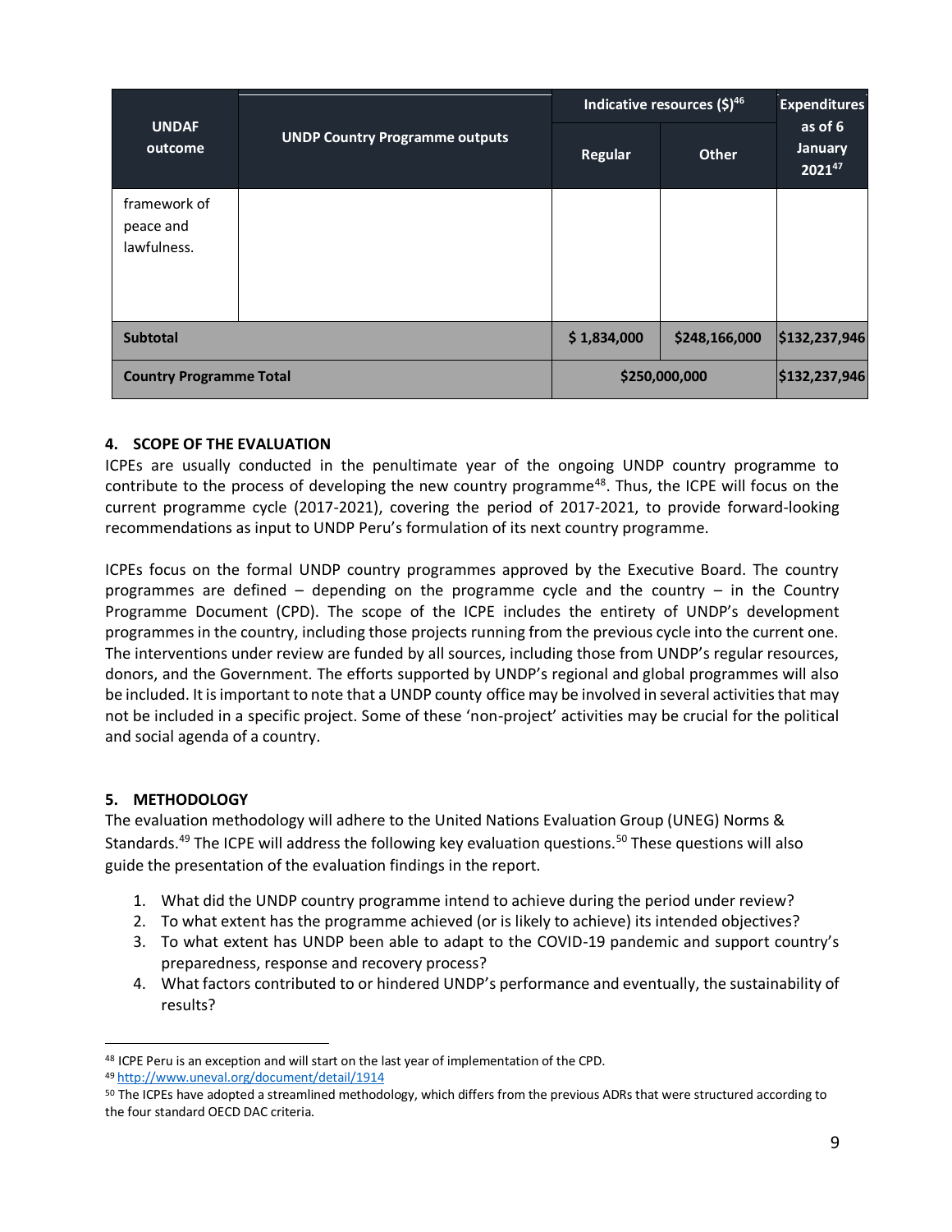| UNDAF outcome | UNDP Country Programme outputs | Indicative resources ($)[46] | | Expenditures as of 6 January 2021[47] |
|---|---|---|---|---|
| | | Regular | Other | |
| framework of peace and lawfulness. | | | | |
| **Subtotal** | | **$ 1,834,000** | **$248,166,000** | **$132,237,946** |
| **Country Programme Total** | | **$250,000,000** | | **$132,237,946** |

## 4. SCOPE OF THE EVALUATION

ICPEs are usually conducted in the penultimate year of the ongoing UNDP country programme to contribute to the process of developing the new country programme[48]. Thus, the ICPE will focus on the current programme cycle (2017-2021), covering the period of 2017-2021, to provide forward-looking recommendations as input to UNDP Peru's formulation of its next country programme.

ICPEs focus on the formal UNDP country programmes approved by the Executive Board. The country programmes are defined – depending on the programme cycle and the country – in the Country Programme Document (CPD). The scope of the ICPE includes the entirety of UNDP's development programmes in the country, including those projects running from the previous cycle into the current one. The interventions under review are funded by all sources, including those from UNDP's regular resources, donors, and the Government. The efforts supported by UNDP's regional and global programmes will also be included. It is important to note that a UNDP county office may be involved in several activities that may not be included in a specific project. Some of these 'non-project' activities may be crucial for the political and social agenda of a country.

## 5. METHODOLOGY

The evaluation methodology will adhere to the United Nations Evaluation Group (UNEG) Norms & Standards.[49] The ICPE will address the following key evaluation questions.[50] These questions will also guide the presentation of the evaluation findings in the report.

1. What did the UNDP country programme intend to achieve during the period under review?
2. To what extent has the programme achieved (or is likely to achieve) its intended objectives?
3. To what extent has UNDP been able to adapt to the COVID-19 pandemic and support country's preparedness, response and recovery process?
4. What factors contributed to or hindered UNDP's performance and eventually, the sustainability of results?

---

[48] ICPE Peru is an exception and will start on the last year of implementation of the CPD.

[49] http://www.uneval.org/document/detail/1914

[50] The ICPEs have adopted a streamlined methodology, which differs from the previous ADRs that were structured according to the four standard OECD DAC criteria.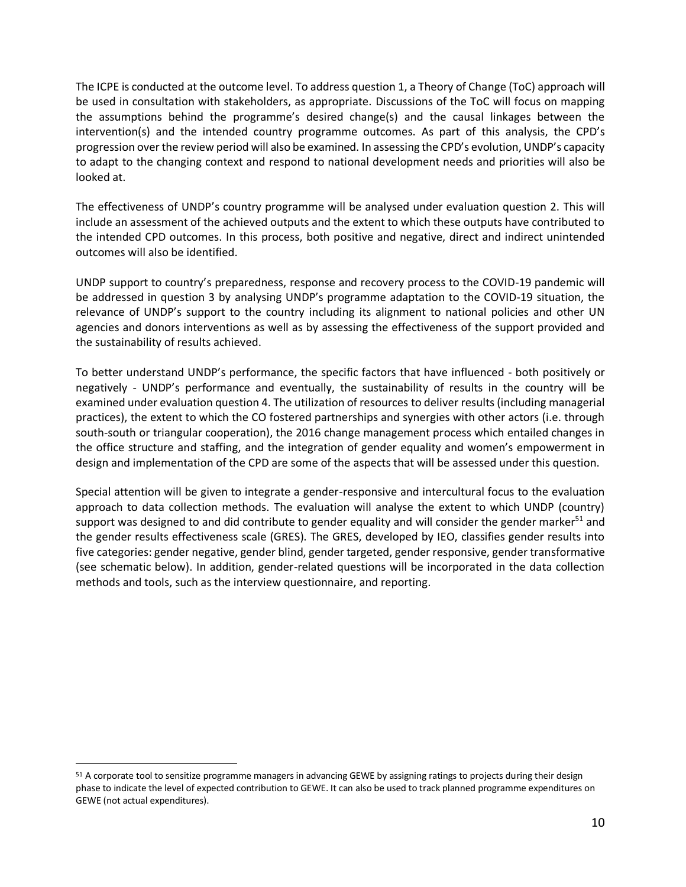The ICPE is conducted at the outcome level. To address question 1, a Theory of Change (ToC) approach will be used in consultation with stakeholders, as appropriate. Discussions of the ToC will focus on mapping the assumptions behind the programme's desired change(s) and the causal linkages between the intervention(s) and the intended country programme outcomes. As part of this analysis, the CPD's progression over the review period will also be examined. In assessing the CPD's evolution, UNDP's capacity to adapt to the changing context and respond to national development needs and priorities will also be looked at.

The effectiveness of UNDP's country programme will be analysed under evaluation question 2. This will include an assessment of the achieved outputs and the extent to which these outputs have contributed to the intended CPD outcomes. In this process, both positive and negative, direct and indirect unintended outcomes will also be identified.

UNDP support to country's preparedness, response and recovery process to the COVID-19 pandemic will be addressed in question 3 by analysing UNDP's programme adaptation to the COVID-19 situation, the relevance of UNDP's support to the country including its alignment to national policies and other UN agencies and donors interventions as well as by assessing the effectiveness of the support provided and the sustainability of results achieved.

To better understand UNDP's performance, the specific factors that have influenced - both positively or negatively - UNDP's performance and eventually, the sustainability of results in the country will be examined under evaluation question 4. The utilization of resources to deliver results (including managerial practices), the extent to which the CO fostered partnerships and synergies with other actors (i.e. through south-south or triangular cooperation), the 2016 change management process which entailed changes in the office structure and staffing, and the integration of gender equality and women's empowerment in design and implementation of the CPD are some of the aspects that will be assessed under this question.

Special attention will be given to integrate a gender-responsive and intercultural focus to the evaluation approach to data collection methods. The evaluation will analyse the extent to which UNDP (country) support was designed to and did contribute to gender equality and will consider the gender marker[51] and the gender results effectiveness scale (GRES). The GRES, developed by IEO, classifies gender results into five categories: gender negative, gender blind, gender targeted, gender responsive, gender transformative (see schematic below). In addition, gender-related questions will be incorporated in the data collection methods and tools, such as the interview questionnaire, and reporting.

[51] A corporate tool to sensitize programme managers in advancing GEWE by assigning ratings to projects during their design phase to indicate the level of expected contribution to GEWE. It can also be used to track planned programme expenditures on GEWE (not actual expenditures).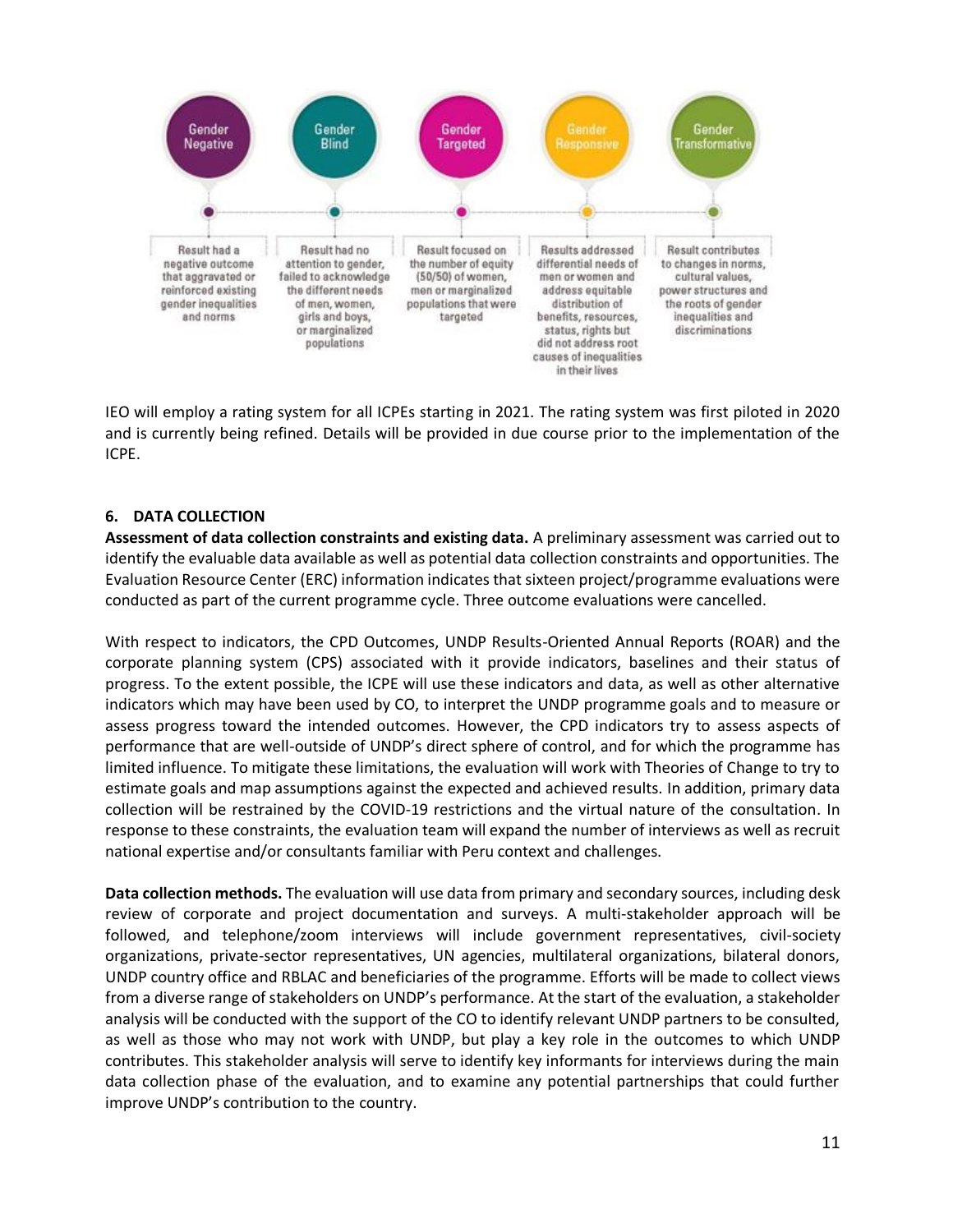| Gender Negative | Gender Blind | Gender Targeted | Gender Responsive | Gender Transformative |
|---|---|---|---|---|
| Result had a negative outcome that aggravated or reinforced existing gender inequalities and norms | Result had no attention to gender, failed to acknowledge the different needs of men, women, girls and boys, or marginalized populations | Result focused on the number of equity (50/50) of women, men or marginalized populations that were targeted | Results addressed differential needs of men or women and address equitable distribution of benefits, resources, status, rights but did not address root causes of inequalities in their lives | Result contributes to changes in norms, cultural values, power structures and the roots of gender inequalities and discriminations |

IEO will employ a rating system for all ICPEs starting in 2021. The rating system was first piloted in 2020 and is currently being refined. Details will be provided in due course prior to the implementation of the ICPE.

## 6. DATA COLLECTION

**Assessment of data collection constraints and existing data.** A preliminary assessment was carried out to identify the evaluable data available as well as potential data collection constraints and opportunities. The Evaluation Resource Center (ERC) information indicates that sixteen project/programme evaluations were conducted as part of the current programme cycle. Three outcome evaluations were cancelled.

With respect to indicators, the CPD Outcomes, UNDP Results-Oriented Annual Reports (ROAR) and the corporate planning system (CPS) associated with it provide indicators, baselines and their status of progress. To the extent possible, the ICPE will use these indicators and data, as well as other alternative indicators which may have been used by CO, to interpret the UNDP programme goals and to measure or assess progress toward the intended outcomes. However, the CPD indicators try to assess aspects of performance that are well-outside of UNDP's direct sphere of control, and for which the programme has limited influence. To mitigate these limitations, the evaluation will work with Theories of Change to try to estimate goals and map assumptions against the expected and achieved results. In addition, primary data collection will be restrained by the COVID-19 restrictions and the virtual nature of the consultation. In response to these constraints, the evaluation team will expand the number of interviews as well as recruit national expertise and/or consultants familiar with Peru context and challenges.

**Data collection methods.** The evaluation will use data from primary and secondary sources, including desk review of corporate and project documentation and surveys. A multi-stakeholder approach will be followed, and telephone/zoom interviews will include government representatives, civil-society organizations, private-sector representatives, UN agencies, multilateral organizations, bilateral donors, UNDP country office and RBLAC and beneficiaries of the programme. Efforts will be made to collect views from a diverse range of stakeholders on UNDP's performance. At the start of the evaluation, a stakeholder analysis will be conducted with the support of the CO to identify relevant UNDP partners to be consulted, as well as those who may not work with UNDP, but play a key role in the outcomes to which UNDP contributes. This stakeholder analysis will serve to identify key informants for interviews during the main data collection phase of the evaluation, and to examine any potential partnerships that could further improve UNDP's contribution to the country.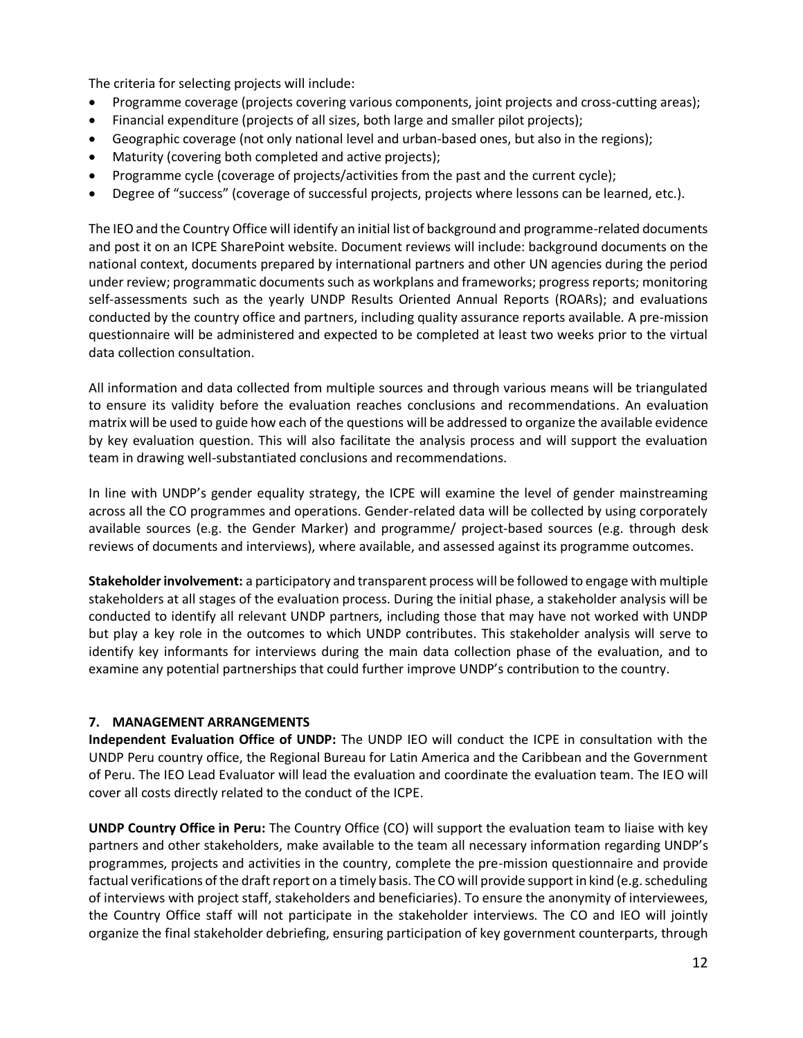The criteria for selecting projects will include:

- Programme coverage (projects covering various components, joint projects and cross-cutting areas);
- Financial expenditure (projects of all sizes, both large and smaller pilot projects);
- Geographic coverage (not only national level and urban-based ones, but also in the regions);
- Maturity (covering both completed and active projects);
- Programme cycle (coverage of projects/activities from the past and the current cycle);
- Degree of "success" (coverage of successful projects, projects where lessons can be learned, etc.).

The IEO and the Country Office will identify an initial list of background and programme-related documents and post it on an ICPE SharePoint website. Document reviews will include: background documents on the national context, documents prepared by international partners and other UN agencies during the period under review; programmatic documents such as workplans and frameworks; progress reports; monitoring self-assessments such as the yearly UNDP Results Oriented Annual Reports (ROARs); and evaluations conducted by the country office and partners, including quality assurance reports available. A pre-mission questionnaire will be administered and expected to be completed at least two weeks prior to the virtual data collection consultation.

All information and data collected from multiple sources and through various means will be triangulated to ensure its validity before the evaluation reaches conclusions and recommendations. An evaluation matrix will be used to guide how each of the questions will be addressed to organize the available evidence by key evaluation question. This will also facilitate the analysis process and will support the evaluation team in drawing well-substantiated conclusions and recommendations.

In line with UNDP's gender equality strategy, the ICPE will examine the level of gender mainstreaming across all the CO programmes and operations. Gender-related data will be collected by using corporately available sources (e.g. the Gender Marker) and programme/ project-based sources (e.g. through desk reviews of documents and interviews), where available, and assessed against its programme outcomes.

**Stakeholder involvement:** a participatory and transparent process will be followed to engage with multiple stakeholders at all stages of the evaluation process. During the initial phase, a stakeholder analysis will be conducted to identify all relevant UNDP partners, including those that may have not worked with UNDP but play a key role in the outcomes to which UNDP contributes. This stakeholder analysis will serve to identify key informants for interviews during the main data collection phase of the evaluation, and to examine any potential partnerships that could further improve UNDP's contribution to the country.

## 7. MANAGEMENT ARRANGEMENTS

**Independent Evaluation Office of UNDP:** The UNDP IEO will conduct the ICPE in consultation with the UNDP Peru country office, the Regional Bureau for Latin America and the Caribbean and the Government of Peru. The IEO Lead Evaluator will lead the evaluation and coordinate the evaluation team. The IEO will cover all costs directly related to the conduct of the ICPE.

**UNDP Country Office in Peru:** The Country Office (CO) will support the evaluation team to liaise with key partners and other stakeholders, make available to the team all necessary information regarding UNDP's programmes, projects and activities in the country, complete the pre-mission questionnaire and provide factual verifications of the draft report on a timely basis. The CO will provide support in kind (e.g. scheduling of interviews with project staff, stakeholders and beneficiaries). To ensure the anonymity of interviewees, the Country Office staff will not participate in the stakeholder interviews. The CO and IEO will jointly organize the final stakeholder debriefing, ensuring participation of key government counterparts, through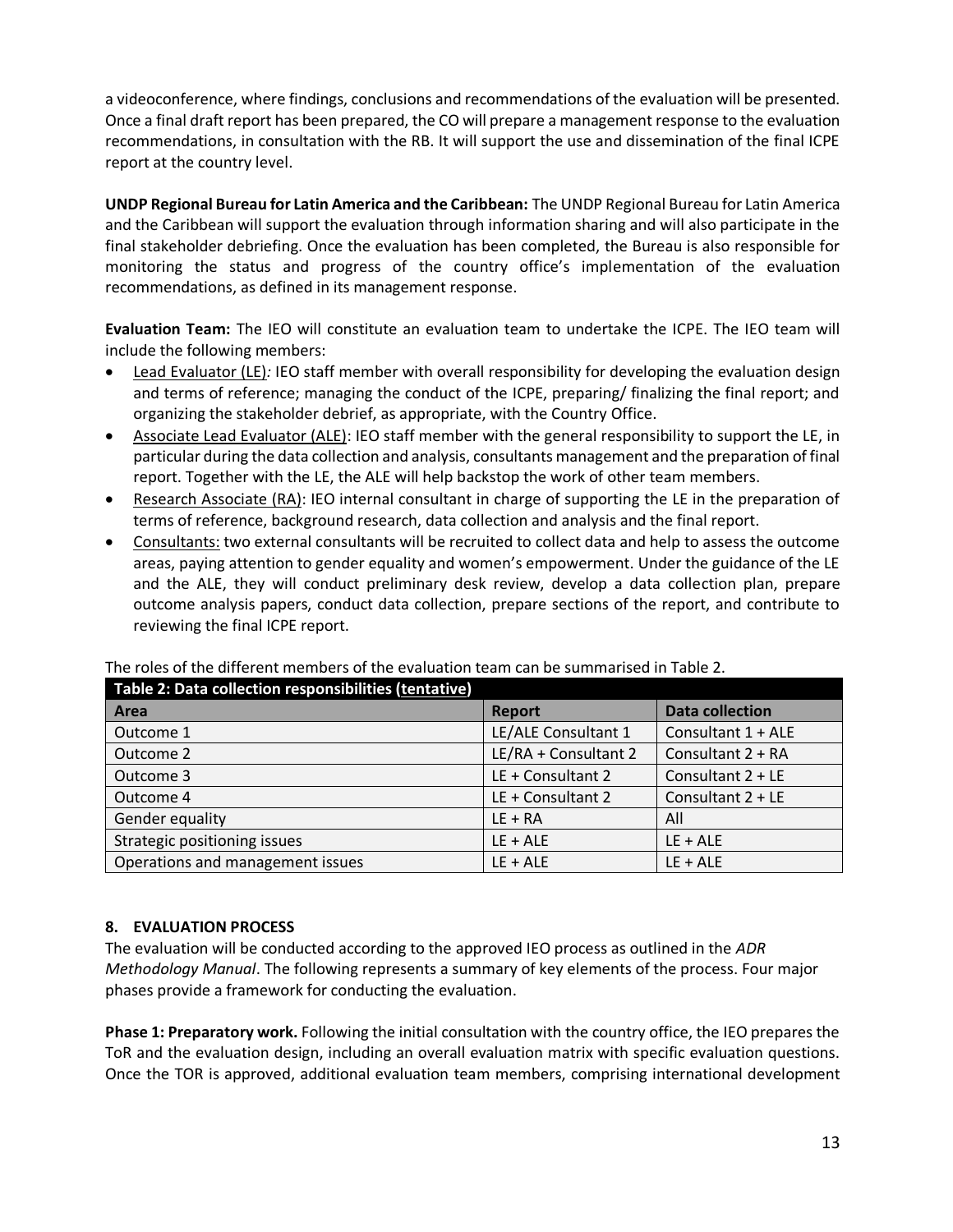a videoconference, where findings, conclusions and recommendations of the evaluation will be presented. Once a final draft report has been prepared, the CO will prepare a management response to the evaluation recommendations, in consultation with the RB. It will support the use and dissemination of the final ICPE report at the country level.

**UNDP Regional Bureau for Latin America and the Caribbean:** The UNDP Regional Bureau for Latin America and the Caribbean will support the evaluation through information sharing and will also participate in the final stakeholder debriefing. Once the evaluation has been completed, the Bureau is also responsible for monitoring the status and progress of the country office's implementation of the evaluation recommendations, as defined in its management response.

**Evaluation Team:** The IEO will constitute an evaluation team to undertake the ICPE. The IEO team will include the following members:

- Lead Evaluator (LE)*:* IEO staff member with overall responsibility for developing the evaluation design and terms of reference; managing the conduct of the ICPE, preparing/ finalizing the final report; and organizing the stakeholder debrief, as appropriate, with the Country Office.
- Associate Lead Evaluator (ALE): IEO staff member with the general responsibility to support the LE, in particular during the data collection and analysis, consultants management and the preparation of final report. Together with the LE, the ALE will help backstop the work of other team members.
- Research Associate (RA): IEO internal consultant in charge of supporting the LE in the preparation of terms of reference, background research, data collection and analysis and the final report.
- Consultants: two external consultants will be recruited to collect data and help to assess the outcome areas, paying attention to gender equality and women's empowerment. Under the guidance of the LE and the ALE, they will conduct preliminary desk review, develop a data collection plan, prepare outcome analysis papers, conduct data collection, prepare sections of the report, and contribute to reviewing the final ICPE report.

The roles of the different members of the evaluation team can be summarised in Table 2.

**Table 2: Data collection responsibilities (tentative)**

| Area | Report | Data collection |
|---|---|---|
| Outcome 1 | LE/ALE Consultant 1 | Consultant 1 + ALE |
| Outcome 2 | LE/RA + Consultant 2 | Consultant 2 + RA |
| Outcome 3 | LE + Consultant 2 | Consultant 2 + LE |
| Outcome 4 | LE + Consultant 2 | Consultant 2 + LE |
| Gender equality | LE + RA | All |
| Strategic positioning issues | LE + ALE | LE + ALE |
| Operations and management issues | LE + ALE | LE + ALE |

## 8. EVALUATION PROCESS

The evaluation will be conducted according to the approved IEO process as outlined in the *ADR Methodology Manual*. The following represents a summary of key elements of the process. Four major phases provide a framework for conducting the evaluation.

**Phase 1: Preparatory work.** Following the initial consultation with the country office, the IEO prepares the ToR and the evaluation design, including an overall evaluation matrix with specific evaluation questions. Once the TOR is approved, additional evaluation team members, comprising international development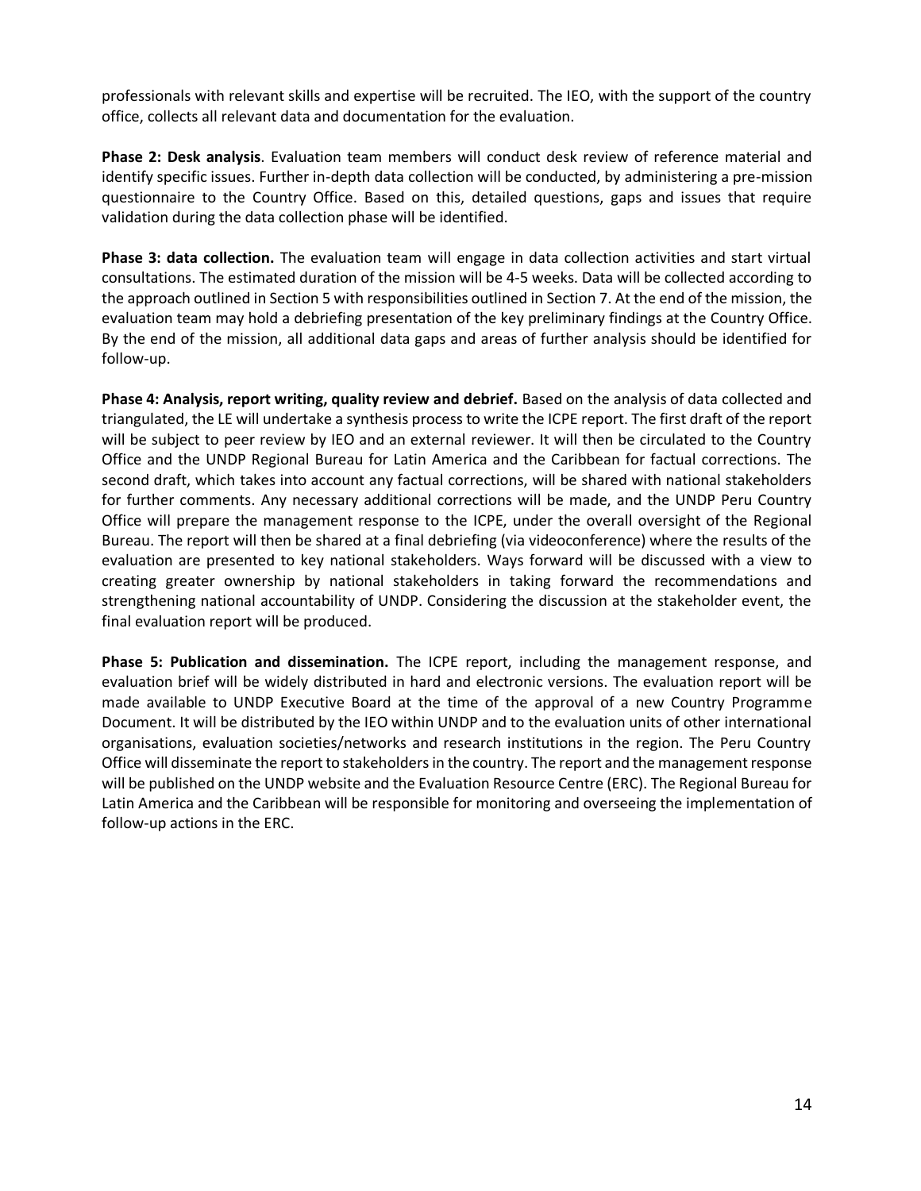professionals with relevant skills and expertise will be recruited. The IEO, with the support of the country office, collects all relevant data and documentation for the evaluation.

**Phase 2: Desk analysis**. Evaluation team members will conduct desk review of reference material and identify specific issues. Further in-depth data collection will be conducted, by administering a pre-mission questionnaire to the Country Office. Based on this, detailed questions, gaps and issues that require validation during the data collection phase will be identified.

**Phase 3: data collection.** The evaluation team will engage in data collection activities and start virtual consultations. The estimated duration of the mission will be 4-5 weeks. Data will be collected according to the approach outlined in Section 5 with responsibilities outlined in Section 7. At the end of the mission, the evaluation team may hold a debriefing presentation of the key preliminary findings at the Country Office. By the end of the mission, all additional data gaps and areas of further analysis should be identified for follow-up.

**Phase 4: Analysis, report writing, quality review and debrief.** Based on the analysis of data collected and triangulated, the LE will undertake a synthesis process to write the ICPE report. The first draft of the report will be subject to peer review by IEO and an external reviewer. It will then be circulated to the Country Office and the UNDP Regional Bureau for Latin America and the Caribbean for factual corrections. The second draft, which takes into account any factual corrections, will be shared with national stakeholders for further comments. Any necessary additional corrections will be made, and the UNDP Peru Country Office will prepare the management response to the ICPE, under the overall oversight of the Regional Bureau. The report will then be shared at a final debriefing (via videoconference) where the results of the evaluation are presented to key national stakeholders. Ways forward will be discussed with a view to creating greater ownership by national stakeholders in taking forward the recommendations and strengthening national accountability of UNDP. Considering the discussion at the stakeholder event, the final evaluation report will be produced.

**Phase 5: Publication and dissemination.** The ICPE report, including the management response, and evaluation brief will be widely distributed in hard and electronic versions. The evaluation report will be made available to UNDP Executive Board at the time of the approval of a new Country Programme Document. It will be distributed by the IEO within UNDP and to the evaluation units of other international organisations, evaluation societies/networks and research institutions in the region. The Peru Country Office will disseminate the report to stakeholders in the country. The report and the management response will be published on the UNDP website and the Evaluation Resource Centre (ERC). The Regional Bureau for Latin America and the Caribbean will be responsible for monitoring and overseeing the implementation of follow-up actions in the ERC.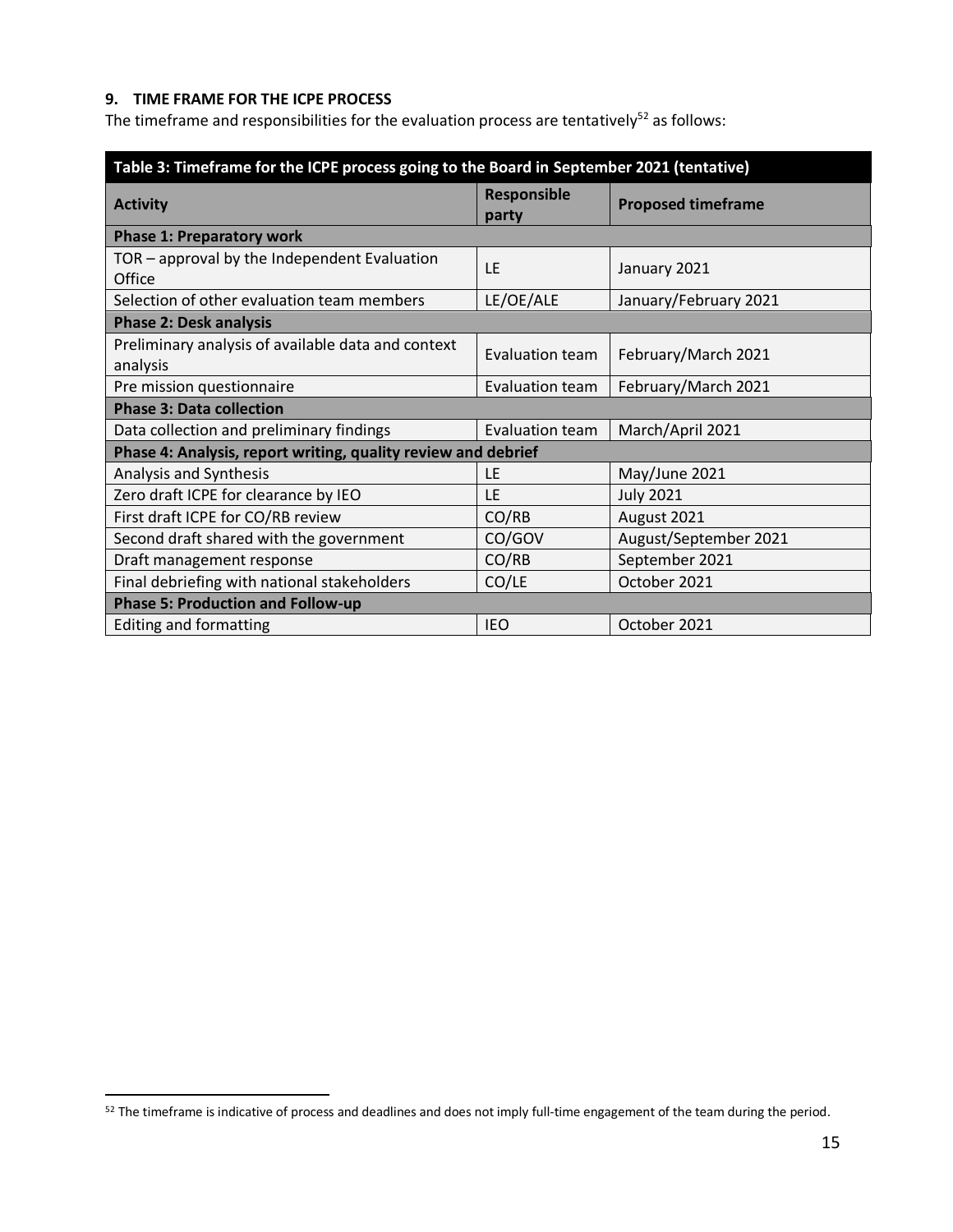### 9. TIME FRAME FOR THE ICPE PROCESS

The timeframe and responsibilities for the evaluation process are tentatively[52] as follows:

**Table 3: Timeframe for the ICPE process going to the Board in September 2021 (tentative)**

| Activity | Responsible party | Proposed timeframe |
|---|---|---|
| **Phase 1: Preparatory work** | | |
| TOR – approval by the Independent Evaluation Office | LE | January 2021 |
| Selection of other evaluation team members | LE/OE/ALE | January/February 2021 |
| **Phase 2: Desk analysis** | | |
| Preliminary analysis of available data and context analysis | Evaluation team | February/March 2021 |
| Pre mission questionnaire | Evaluation team | February/March 2021 |
| **Phase 3: Data collection** | | |
| Data collection and preliminary findings | Evaluation team | March/April 2021 |
| **Phase 4: Analysis, report writing, quality review and debrief** | | |
| Analysis and Synthesis | LE | May/June 2021 |
| Zero draft ICPE for clearance by IEO | LE | July 2021 |
| First draft ICPE for CO/RB review | CO/RB | August 2021 |
| Second draft shared with the government | CO/GOV | August/September 2021 |
| Draft management response | CO/RB | September 2021 |
| Final debriefing with national stakeholders | CO/LE | October 2021 |
| **Phase 5: Production and Follow-up** | | |
| Editing and formatting | IEO | October 2021 |

[52] The timeframe is indicative of process and deadlines and does not imply full-time engagement of the team during the period.